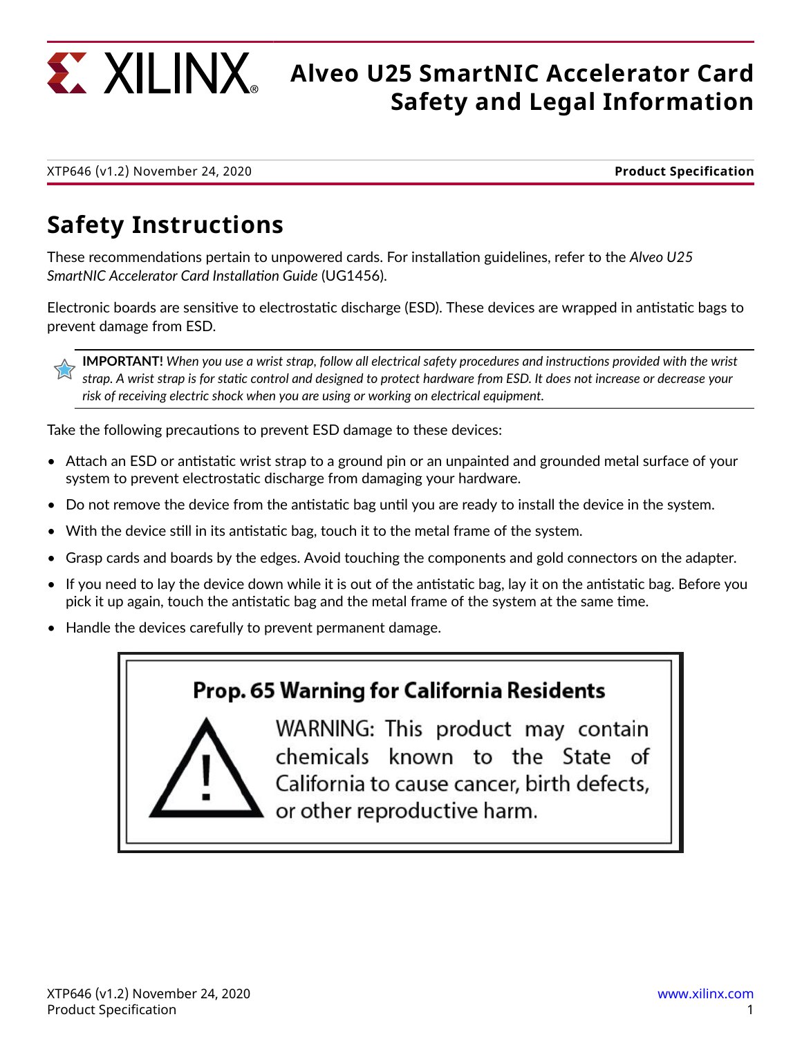# Alveo U25 SmartNIC Accelerator Card Safety and Legal Information

XTP646 (v1.2) November 24, 2020 **Product Specification**

## Safety Instructions

These recommendations pertain to unpowered cards. For installation guidelines, refer to the *Alveo U25 SmartNIC Accelerator Card Installation Guide* (UG1456).

Electronic boards are sensitive to electrostatic discharge (ESD). These devices are wrapped in antistatic bags to prevent damage from ESD.

> **IMPORTANT!** *When you use a wrist strap, follow all electrical safety procedures and instructions provided with the wrist strap. A wrist strap is for static control and designed to protect hardware from ESD. It does not increase or decrease your risk of receiving electric shock when you are using or working on electrical equipment.*

Take the following precautions to prevent ESD damage to these devices:

- Attach an ESD or antistatic wrist strap to a ground pin or an unpainted and grounded metal surface of your system to prevent electrostatic discharge from damaging your hardware.
- Do not remove the device from the antistatic bag until you are ready to install the device in the system.
- With the device still in its antistatic bag, touch it to the metal frame of the system.
- Grasp cards and boards by the edges. Avoid touching the components and gold connectors on the adapter.
- If you need to lay the device down while it is out of the antistatic bag, lay it on the antistatic bag. Before you pick it up again, touch the antistatic bag and the metal frame of the system at the same time.
- Handle the devices carefully to prevent permanent damage.

**Prop. 65 Warning for California Residents**

WARNING: This product may contain chemicals known to the State of California to cause cancer, birth defects, or other reproductive harm.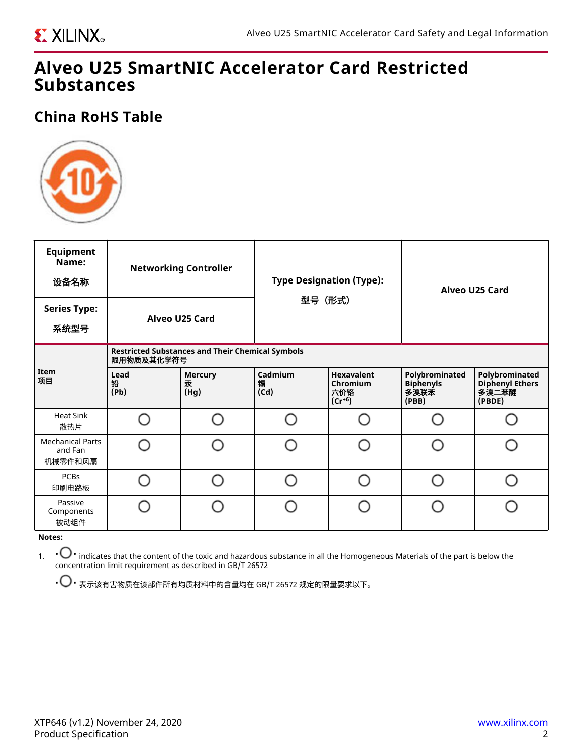# Alveo U25 SmartNIC Accelerator Card Restricted Substances

## China RoHS Table

| Equipment Name: 设备名称 | Networking Controller | Type Designation (Type): 型号（形式） | Alveo U25 Card | | |
|---|---|---|---|---|---|
| Series Type: 系统型号 | Alveo U25 Card | | | | |
| Item 项目 | Restricted Substances and Their Chemical Symbols 限用物质及其化学符号 | | | | | |
| | Lead 铅 (Pb) | Mercury 汞 (Hg) | Cadmium 镉 (Cd) | Hexavalent Chromium 六价铬 ($Cr^{+6}$) | Polybrominated Biphenyls 多溴联苯 (PBB) | Polybrominated Diphenyl Ethers 多溴二苯醚 (PBDE) |
| Heat Sink 散热片 | ○ | ○ | ○ | ○ | ○ | ○ |
| Mechanical Parts and Fan 机械零件和风扇 | ○ | ○ | ○ | ○ | ○ | ○ |
| PCBs 印刷电路板 | ○ | ○ | ○ | ○ | ○ | ○ |
| Passive Components 被动组件 | ○ | ○ | ○ | ○ | ○ | ○ |

**Notes:**

1. "○" indicates that the content of the toxic and hazardous substance in all the Homogeneous Materials of the part is below the concentration limit requirement as described in GB/T 26572

   "○" 表示该有害物质在该部件所有均质材料中的含量均在 GB/T 26572 规定的限量要求以下。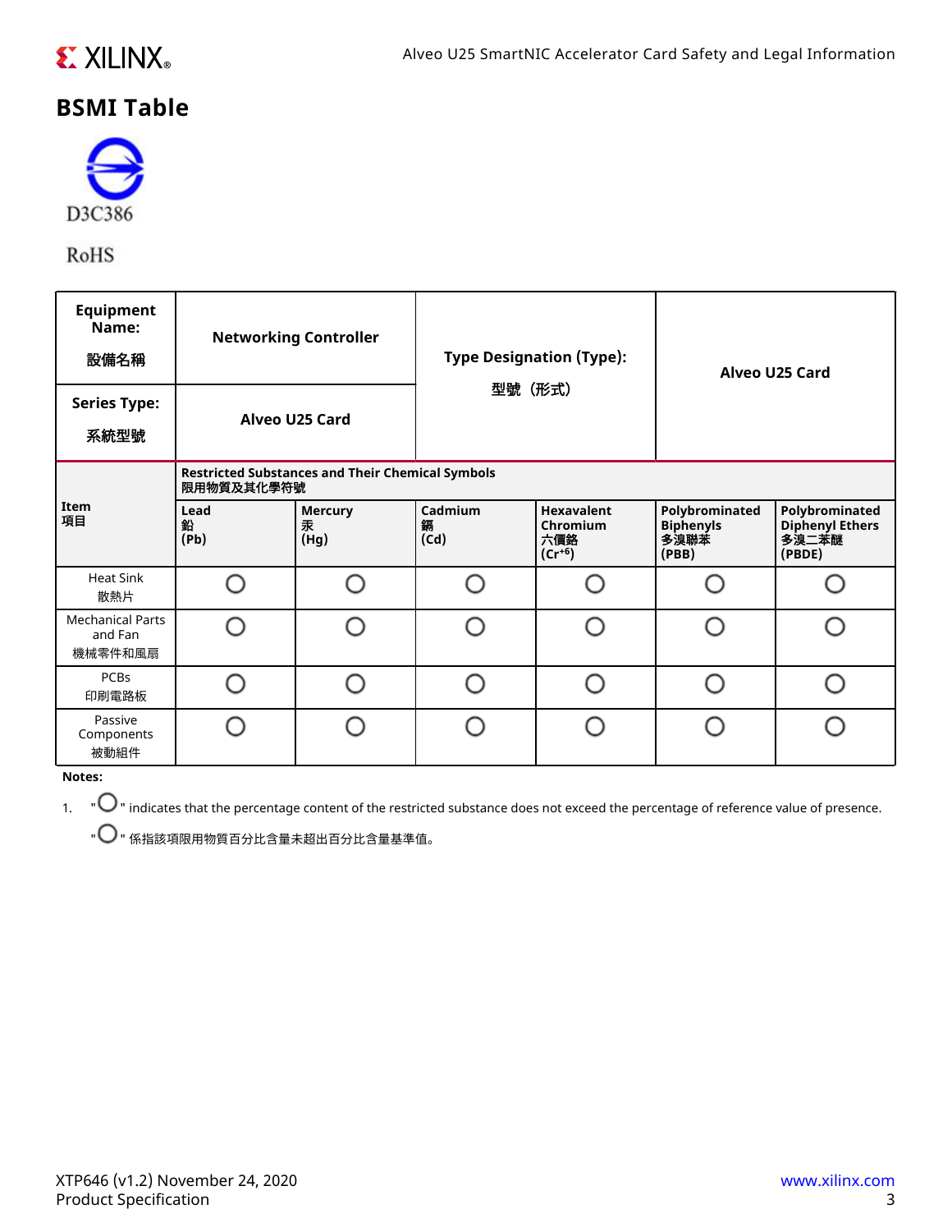## BSMI Table

D3C386

RoHS

| Equipment Name: 設備名稱 | Networking Controller | Type Designation (Type): 型號（形式） | Alveo U25 Card | | |
|---|---|---|---|---|---|
| Series Type: 系統型號 | Alveo U25 Card | | | | |
| Item 項目 | Restricted Substances and Their Chemical Symbols 限用物質及其化學符號 | | | | | |
| | Lead 鉛 (Pb) | Mercury 汞 (Hg) | Cadmium 鎘 (Cd) | Hexavalent Chromium 六價鉻 ($Cr^{+6}$) | Polybrominated Biphenyls 多溴聯苯 (PBB) | Polybrominated Diphenyl Ethers 多溴二苯醚 (PBDE) |
| Heat Sink 散熱片 | ○ | ○ | ○ | ○ | ○ | ○ |
| Mechanical Parts and Fan 機械零件和風扇 | ○ | ○ | ○ | ○ | ○ | ○ |
| PCBs 印刷電路板 | ○ | ○ | ○ | ○ | ○ | ○ |
| Passive Components 被動組件 | ○ | ○ | ○ | ○ | ○ | ○ |

**Notes:**

1. "○" indicates that the percentage content of the restricted substance does not exceed the percentage of reference value of presence.

   "○" 係指該項限用物質百分比含量未超出百分比含量基準值。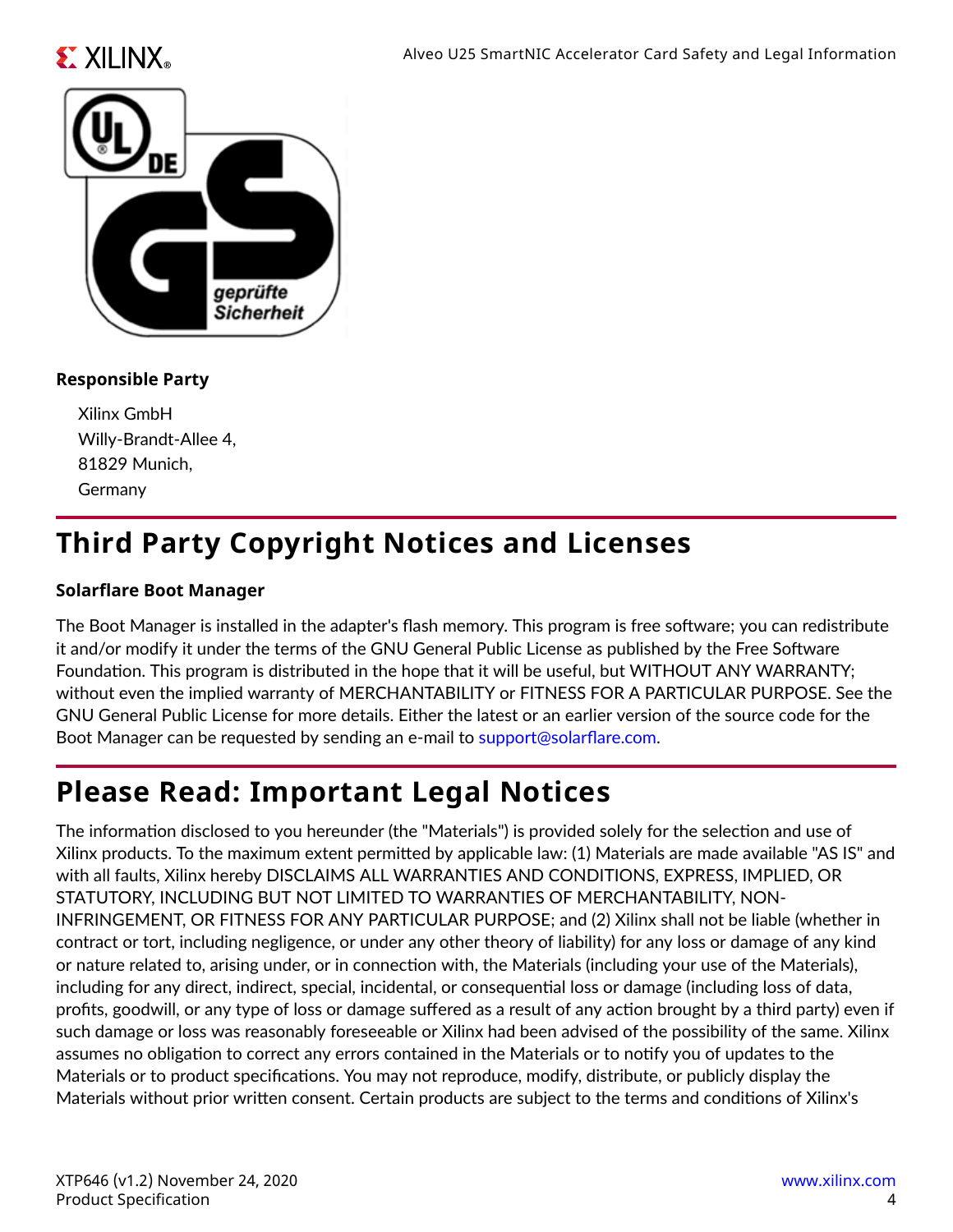**Responsible Party**

Xilinx GmbH
Willy-Brandt-Allee 4,
81829 Munich,
Germany

# Third Party Copyright Notices and Licenses

**Solarflare Boot Manager**

The Boot Manager is installed in the adapter's flash memory. This program is free software; you can redistribute it and/or modify it under the terms of the GNU General Public License as published by the Free Software Foundation. This program is distributed in the hope that it will be useful, but WITHOUT ANY WARRANTY; without even the implied warranty of MERCHANTABILITY or FITNESS FOR A PARTICULAR PURPOSE. See the GNU General Public License for more details. Either the latest or an earlier version of the source code for the Boot Manager can be requested by sending an e-mail to support@solarflare.com.

# Please Read: Important Legal Notices

The information disclosed to you hereunder (the "Materials") is provided solely for the selection and use of Xilinx products. To the maximum extent permitted by applicable law: (1) Materials are made available "AS IS" and with all faults, Xilinx hereby DISCLAIMS ALL WARRANTIES AND CONDITIONS, EXPRESS, IMPLIED, OR STATUTORY, INCLUDING BUT NOT LIMITED TO WARRANTIES OF MERCHANTABILITY, NON-INFRINGEMENT, OR FITNESS FOR ANY PARTICULAR PURPOSE; and (2) Xilinx shall not be liable (whether in contract or tort, including negligence, or under any other theory of liability) for any loss or damage of any kind or nature related to, arising under, or in connection with, the Materials (including your use of the Materials), including for any direct, indirect, special, incidental, or consequential loss or damage (including loss of data, profits, goodwill, or any type of loss or damage suffered as a result of any action brought by a third party) even if such damage or loss was reasonably foreseeable or Xilinx had been advised of the possibility of the same. Xilinx assumes no obligation to correct any errors contained in the Materials or to notify you of updates to the Materials or to product specifications. You may not reproduce, modify, distribute, or publicly display the Materials without prior written consent. Certain products are subject to the terms and conditions of Xilinx's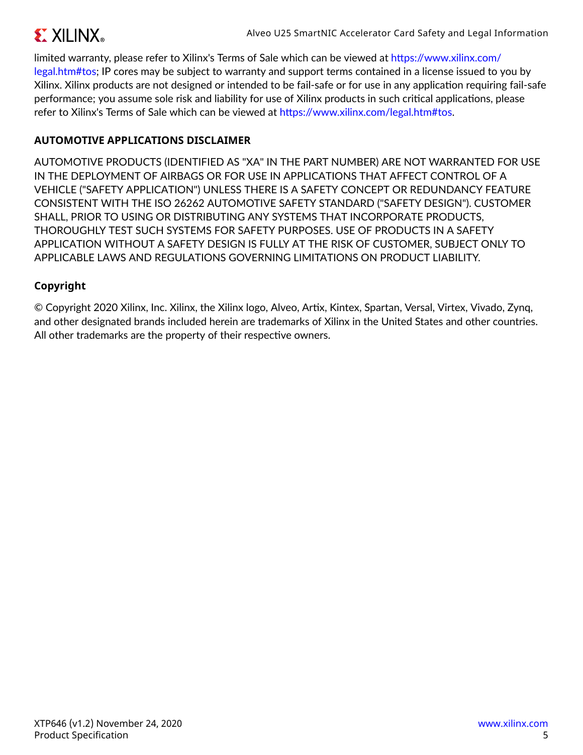limited warranty, please refer to Xilinx's Terms of Sale which can be viewed at https://www.xilinx.com/legal.htm#tos; IP cores may be subject to warranty and support terms contained in a license issued to you by Xilinx. Xilinx products are not designed or intended to be fail-safe or for use in any application requiring fail-safe performance; you assume sole risk and liability for use of Xilinx products in such critical applications, please refer to Xilinx's Terms of Sale which can be viewed at https://www.xilinx.com/legal.htm#tos.

### AUTOMOTIVE APPLICATIONS DISCLAIMER

AUTOMOTIVE PRODUCTS (IDENTIFIED AS "XA" IN THE PART NUMBER) ARE NOT WARRANTED FOR USE IN THE DEPLOYMENT OF AIRBAGS OR FOR USE IN APPLICATIONS THAT AFFECT CONTROL OF A VEHICLE ("SAFETY APPLICATION") UNLESS THERE IS A SAFETY CONCEPT OR REDUNDANCY FEATURE CONSISTENT WITH THE ISO 26262 AUTOMOTIVE SAFETY STANDARD ("SAFETY DESIGN"). CUSTOMER SHALL, PRIOR TO USING OR DISTRIBUTING ANY SYSTEMS THAT INCORPORATE PRODUCTS, THOROUGHLY TEST SUCH SYSTEMS FOR SAFETY PURPOSES. USE OF PRODUCTS IN A SAFETY APPLICATION WITHOUT A SAFETY DESIGN IS FULLY AT THE RISK OF CUSTOMER, SUBJECT ONLY TO APPLICABLE LAWS AND REGULATIONS GOVERNING LIMITATIONS ON PRODUCT LIABILITY.

### Copyright

© Copyright 2020 Xilinx, Inc. Xilinx, the Xilinx logo, Alveo, Artix, Kintex, Spartan, Versal, Virtex, Vivado, Zynq, and other designated brands included herein are trademarks of Xilinx in the United States and other countries. All other trademarks are the property of their respective owners.